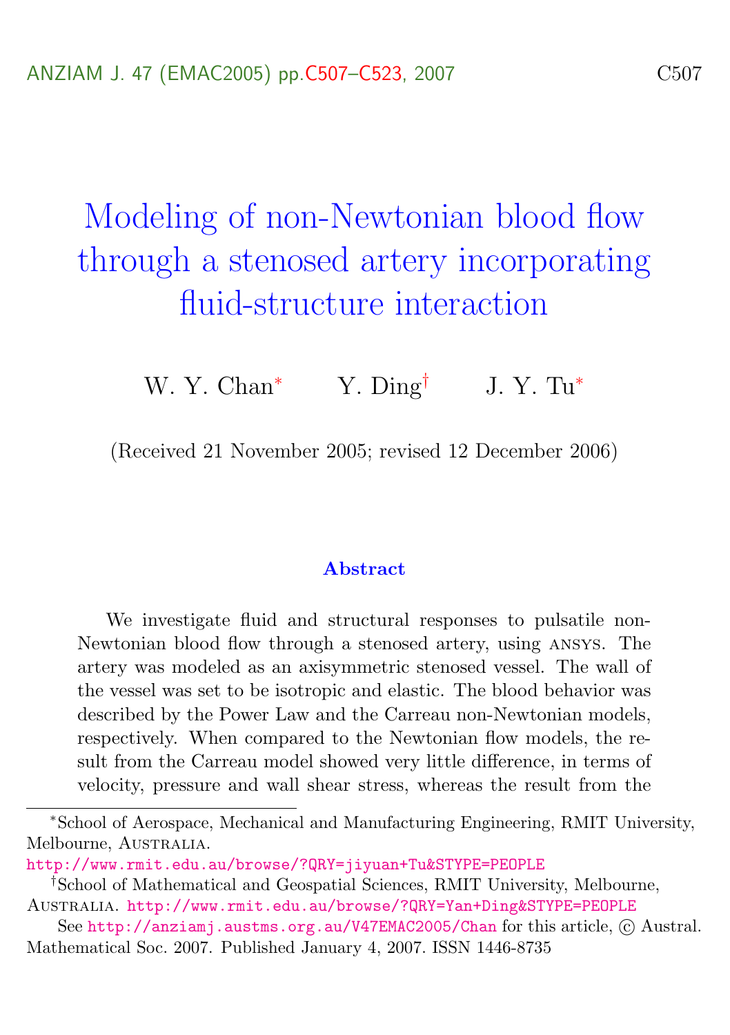# Modeling of non-Newtonian blood flow through a stenosed artery incorporating fluid-structure interaction

W. Y. Chan[*] Y. Ding[†] J. Y. Tu[*]

(Received 21 November 2005; revised 12 December 2006)

## Abstract

We investigate fluid and structural responses to pulsatile non-Newtonian blood flow through a stenosed artery, using ANSYS. The artery was modeled as an axisymmetric stenosed vessel. The wall of the vessel was set to be isotropic and elastic. The blood behavior was described by the Power Law and the Carreau non-Newtonian models, respectively. When compared to the Newtonian flow models, the result from the Carreau model showed very little difference, in terms of velocity, pressure and wall shear stress, whereas the result from the

---

[*]School of Aerospace, Mechanical and Manufacturing Engineering, RMIT University, Melbourne, Australia.
http://www.rmit.edu.au/browse/?QRY=jiyuan+Tu&STYPE=PEOPLE

[†]School of Mathematical and Geospatial Sciences, RMIT University, Melbourne, Australia. http://www.rmit.edu.au/browse/?QRY=Yan+Ding&STYPE=PEOPLE

See http://anziamj.austms.org.au/V47EMAC2005/Chan for this article, © Austral. Mathematical Soc. 2007. Published January 4, 2007. ISSN 1446-8735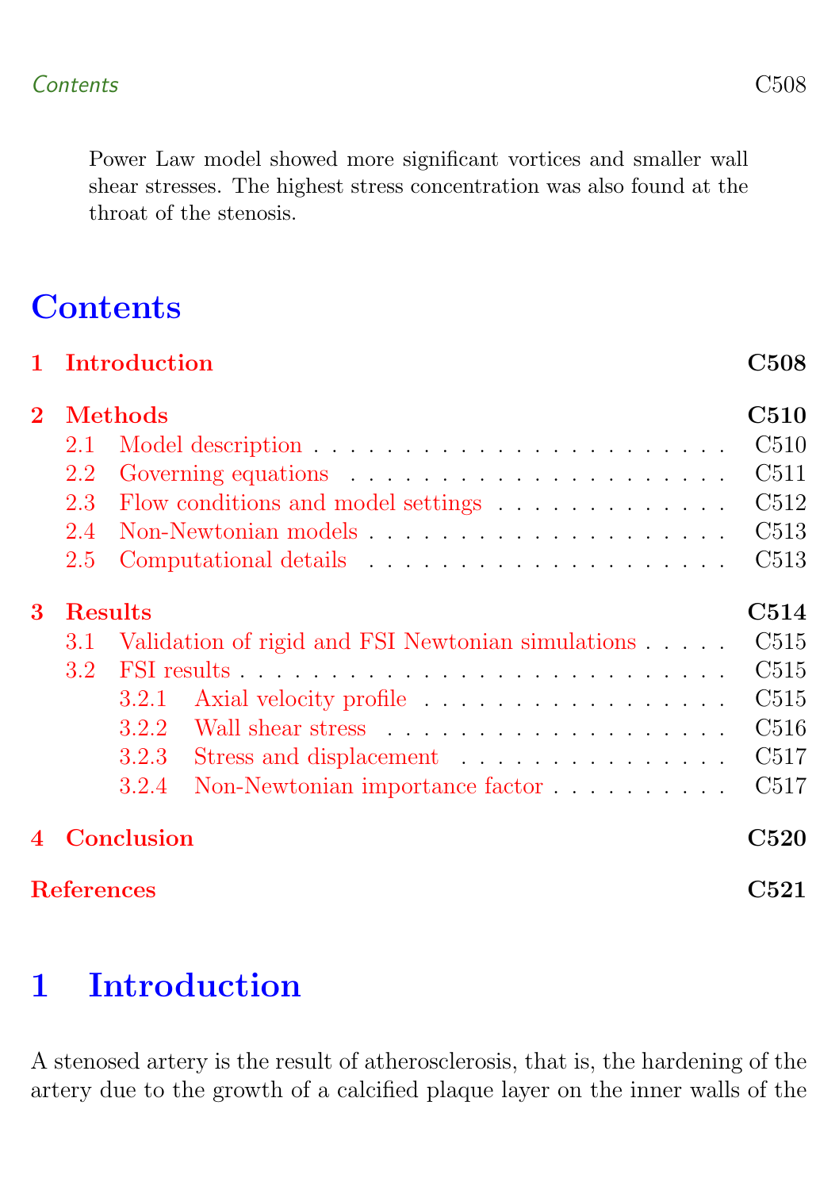Power Law model showed more significant vortices and smaller wall shear stresses. The highest stress concentration was also found at the throat of the stenosis.

# Contents

**1 Introduction** C508

**2 Methods** C510
- 2.1 Model description C510
- 2.2 Governing equations C511
- 2.3 Flow conditions and model settings C512
- 2.4 Non-Newtonian models C513
- 2.5 Computational details C513

**3 Results** C514
- 3.1 Validation of rigid and FSI Newtonian simulations C515
- 3.2 FSI results C515
  - 3.2.1 Axial velocity profile C515
  - 3.2.2 Wall shear stress C516
  - 3.2.3 Stress and displacement C517
  - 3.2.4 Non-Newtonian importance factor C517

**4 Conclusion** C520

**References** C521

# 1 Introduction

A stenosed artery is the result of atherosclerosis, that is, the hardening of the artery due to the growth of a calcified plaque layer on the inner walls of the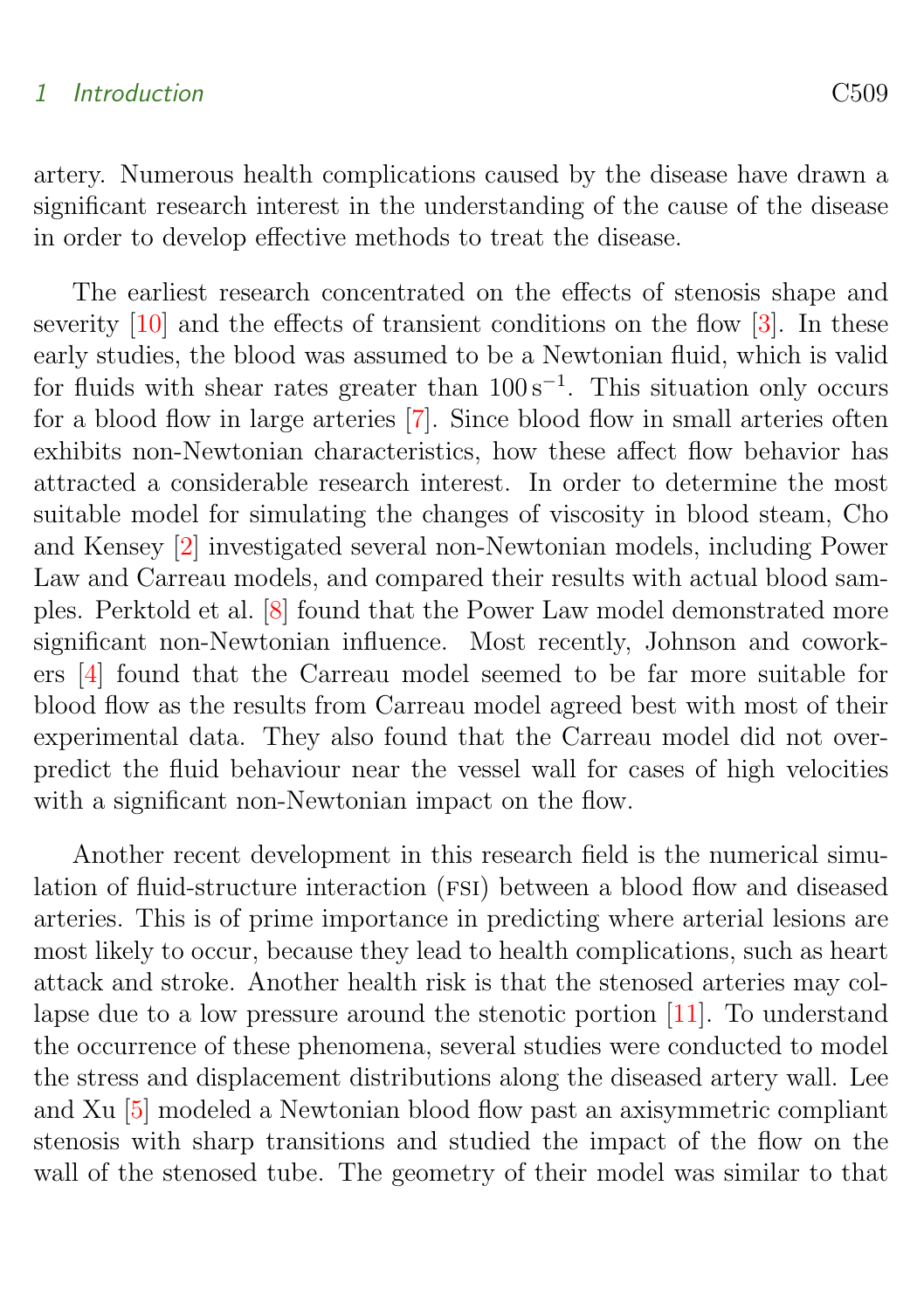artery. Numerous health complications caused by the disease have drawn a significant research interest in the understanding of the cause of the disease in order to develop effective methods to treat the disease.

The earliest research concentrated on the effects of stenosis shape and severity [10] and the effects of transient conditions on the flow [3]. In these early studies, the blood was assumed to be a Newtonian fluid, which is valid for fluids with shear rates greater than $100\,\mathrm{s}^{-1}$. This situation only occurs for a blood flow in large arteries [7]. Since blood flow in small arteries often exhibits non-Newtonian characteristics, how these affect flow behavior has attracted a considerable research interest. In order to determine the most suitable model for simulating the changes of viscosity in blood steam, Cho and Kensey [2] investigated several non-Newtonian models, including Power Law and Carreau models, and compared their results with actual blood samples. Perktold et al. [8] found that the Power Law model demonstrated more significant non-Newtonian influence. Most recently, Johnson and coworkers [4] found that the Carreau model seemed to be far more suitable for blood flow as the results from Carreau model agreed best with most of their experimental data. They also found that the Carreau model did not overpredict the fluid behaviour near the vessel wall for cases of high velocities with a significant non-Newtonian impact on the flow.

Another recent development in this research field is the numerical simulation of fluid-structure interaction (FSI) between a blood flow and diseased arteries. This is of prime importance in predicting where arterial lesions are most likely to occur, because they lead to health complications, such as heart attack and stroke. Another health risk is that the stenosed arteries may collapse due to a low pressure around the stenotic portion [11]. To understand the occurrence of these phenomena, several studies were conducted to model the stress and displacement distributions along the diseased artery wall. Lee and Xu [5] modeled a Newtonian blood flow past an axisymmetric compliant stenosis with sharp transitions and studied the impact of the flow on the wall of the stenosed tube. The geometry of their model was similar to that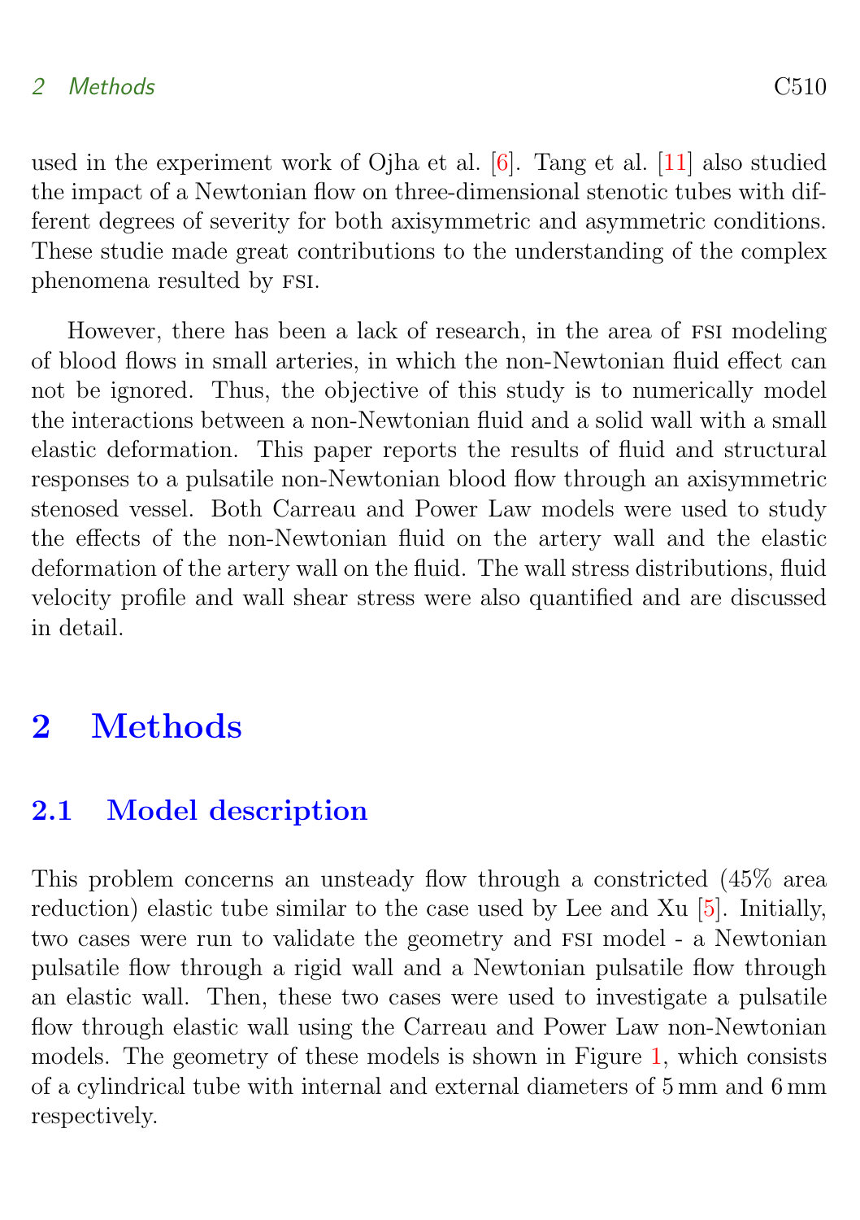used in the experiment work of Ojha et al. [6]. Tang et al. [11] also studied the impact of a Newtonian flow on three-dimensional stenotic tubes with different degrees of severity for both axisymmetric and asymmetric conditions. These studie made great contributions to the understanding of the complex phenomena resulted by FSI.

However, there has been a lack of research, in the area of FSI modeling of blood flows in small arteries, in which the non-Newtonian fluid effect can not be ignored. Thus, the objective of this study is to numerically model the interactions between a non-Newtonian fluid and a solid wall with a small elastic deformation. This paper reports the results of fluid and structural responses to a pulsatile non-Newtonian blood flow through an axisymmetric stenosed vessel. Both Carreau and Power Law models were used to study the effects of the non-Newtonian fluid on the artery wall and the elastic deformation of the artery wall on the fluid. The wall stress distributions, fluid velocity profile and wall shear stress were also quantified and are discussed in detail.

# 2 Methods

## 2.1 Model description

This problem concerns an unsteady flow through a constricted (45% area reduction) elastic tube similar to the case used by Lee and Xu [5]. Initially, two cases were run to validate the geometry and FSI model - a Newtonian pulsatile flow through a rigid wall and a Newtonian pulsatile flow through an elastic wall. Then, these two cases were used to investigate a pulsatile flow through elastic wall using the Carreau and Power Law non-Newtonian models. The geometry of these models is shown in Figure 1, which consists of a cylindrical tube with internal and external diameters of 5 mm and 6 mm respectively.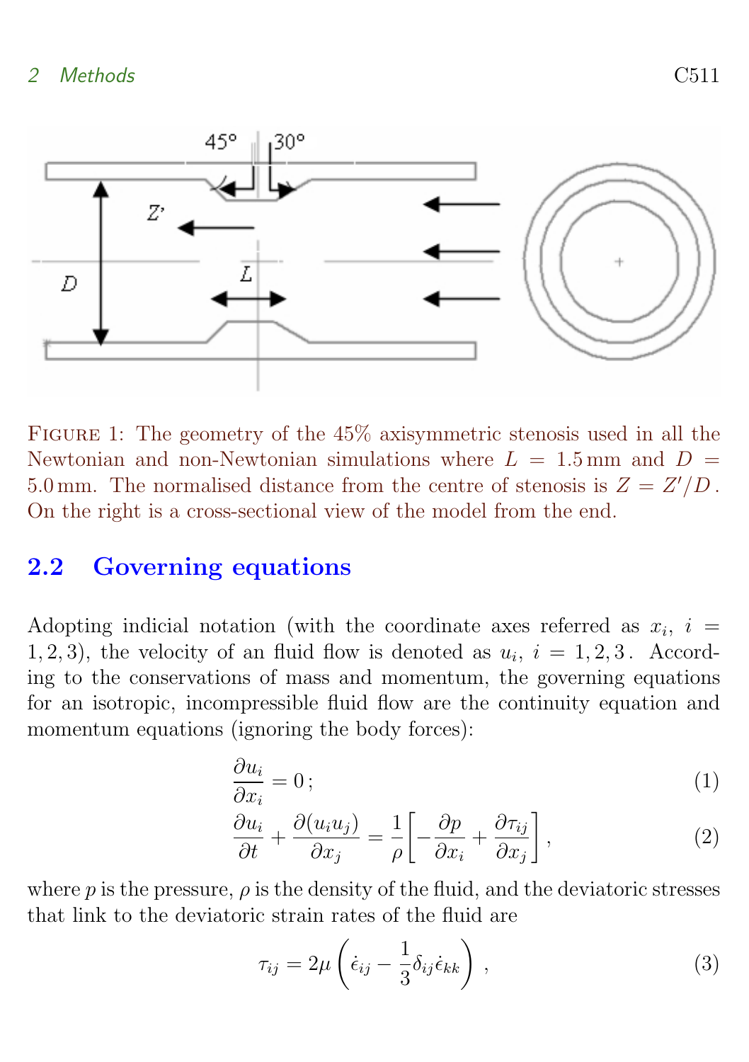Figure 1: The geometry of the 45% axisymmetric stenosis used in all the Newtonian and non-Newtonian simulations where $L = 1.5\,\text{mm}$ and $D = 5.0\,\text{mm}$. The normalised distance from the centre of stenosis is $Z = Z'/D$. On the right is a cross-sectional view of the model from the end.

## 2.2 Governing equations

Adopting indicial notation (with the coordinate axes referred as $x_i$, $i = 1,2,3$), the velocity of an fluid flow is denoted as $u_i$, $i = 1,2,3$. According to the conservations of mass and momentum, the governing equations for an isotropic, incompressible fluid flow are the continuity equation and momentum equations (ignoring the body forces):

$$\frac{\partial u_i}{\partial x_i} = 0\,; \tag{1}$$

$$\frac{\partial u_i}{\partial t} + \frac{\partial (u_i u_j)}{\partial x_j} = \frac{1}{\rho}\left[-\frac{\partial p}{\partial x_i} + \frac{\partial \tau_{ij}}{\partial x_j}\right], \tag{2}$$

where $p$ is the pressure, $\rho$ is the density of the fluid, and the deviatoric stresses that link to the deviatoric strain rates of the fluid are

$$\tau_{ij} = 2\mu\left(\dot{\epsilon}_{ij} - \frac{1}{3}\delta_{ij}\dot{\epsilon}_{kk}\right), \tag{3}$$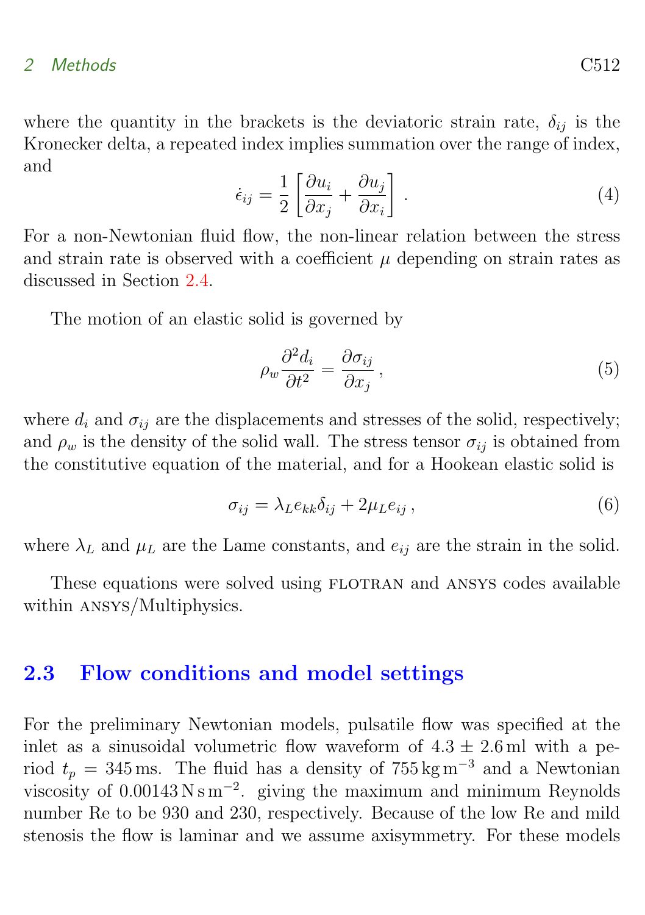where the quantity in the brackets is the deviatoric strain rate, $\delta_{ij}$ is the Kronecker delta, a repeated index implies summation over the range of index, and

$$\dot{\epsilon}_{ij} = \frac{1}{2}\left[\frac{\partial u_i}{\partial x_j} + \frac{\partial u_j}{\partial x_i}\right] . \tag{4}$$

For a non-Newtonian fluid flow, the non-linear relation between the stress and strain rate is observed with a coefficient $\mu$ depending on strain rates as discussed in Section 2.4.

The motion of an elastic solid is governed by

$$\rho_w \frac{\partial^2 d_i}{\partial t^2} = \frac{\partial \sigma_{ij}}{\partial x_j} , \tag{5}$$

where $d_i$ and $\sigma_{ij}$ are the displacements and stresses of the solid, respectively; and $\rho_w$ is the density of the solid wall. The stress tensor $\sigma_{ij}$ is obtained from the constitutive equation of the material, and for a Hookean elastic solid is

$$\sigma_{ij} = \lambda_L e_{kk} \delta_{ij} + 2\mu_L e_{ij} , \tag{6}$$

where $\lambda_L$ and $\mu_L$ are the Lame constants, and $e_{ij}$ are the strain in the solid.

These equations were solved using FLOTRAN and ANSYS codes available within ANSYS/Multiphysics.

## 2.3 Flow conditions and model settings

For the preliminary Newtonian models, pulsatile flow was specified at the inlet as a sinusoidal volumetric flow waveform of $4.3 \pm 2.6\,\mathrm{ml}$ with a period $t_p = 345\,\mathrm{ms}$. The fluid has a density of $755\,\mathrm{kg\,m^{-3}}$ and a Newtonian viscosity of $0.00143\,\mathrm{N\,s\,m^{-2}}$. giving the maximum and minimum Reynolds number Re to be 930 and 230, respectively. Because of the low Re and mild stenosis the flow is laminar and we assume axisymmetry. For these models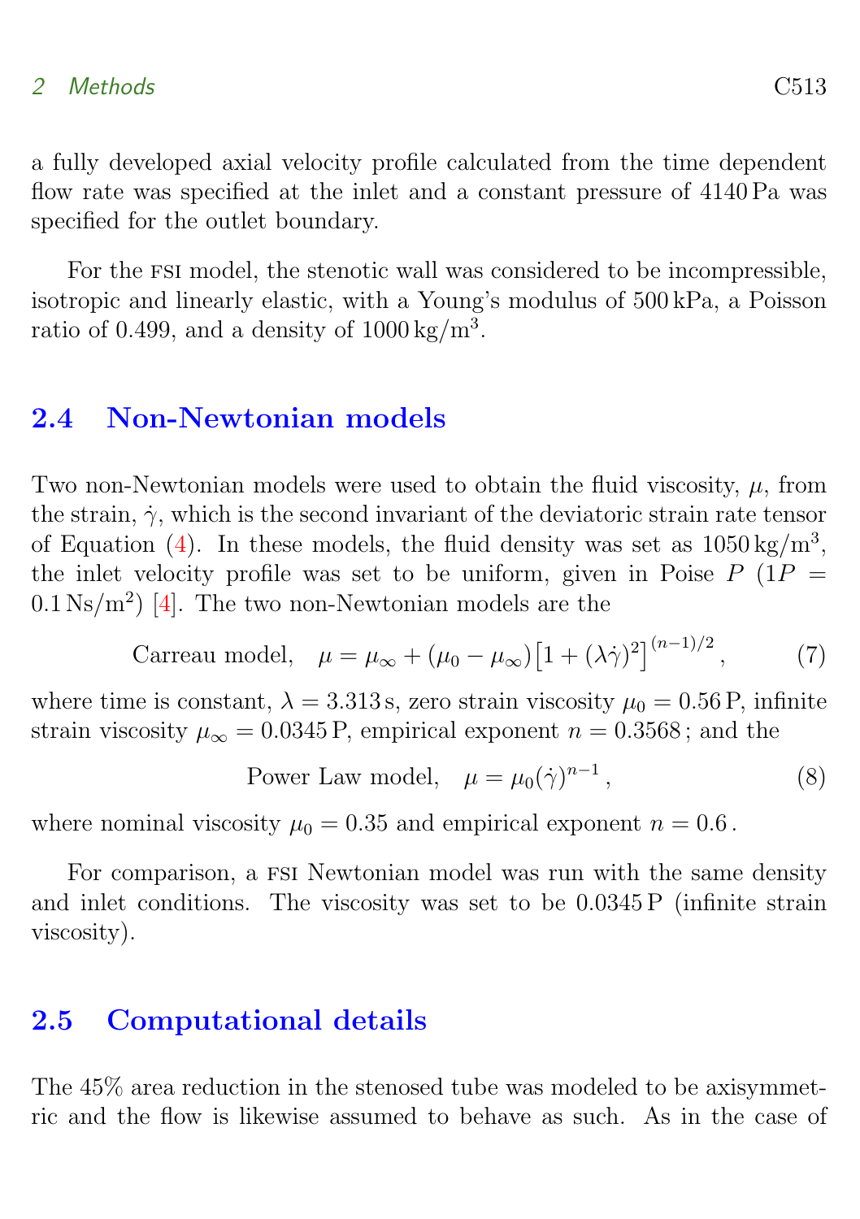a fully developed axial velocity profile calculated from the time dependent flow rate was specified at the inlet and a constant pressure of 4140 Pa was specified for the outlet boundary.

For the FSI model, the stenotic wall was considered to be incompressible, isotropic and linearly elastic, with a Young's modulus of 500 kPa, a Poisson ratio of 0.499, and a density of $1000\,\text{kg/m}^3$.

## 2.4 Non-Newtonian models

Two non-Newtonian models were used to obtain the fluid viscosity, $\mu$, from the strain, $\dot{\gamma}$, which is the second invariant of the deviatoric strain rate tensor of Equation (4). In these models, the fluid density was set as $1050\,\text{kg/m}^3$, the inlet velocity profile was set to be uniform, given in Poise $P$ ($1P = 0.1\,\text{Ns/m}^2$) [4]. The two non-Newtonian models are the

$$\text{Carreau model,} \quad \mu = \mu_\infty + (\mu_0 - \mu_\infty)\left[1 + (\lambda\dot{\gamma})^2\right]^{(n-1)/2}, \tag{7}$$

where time is constant, $\lambda = 3.313\,\text{s}$, zero strain viscosity $\mu_0 = 0.56\,\text{P}$, infinite strain viscosity $\mu_\infty = 0.0345\,\text{P}$, empirical exponent $n = 0.3568$; and the

$$\text{Power Law model,} \quad \mu = \mu_0(\dot{\gamma})^{n-1}, \tag{8}$$

where nominal viscosity $\mu_0 = 0.35$ and empirical exponent $n = 0.6$.

For comparison, a FSI Newtonian model was run with the same density and inlet conditions. The viscosity was set to be $0.0345\,\text{P}$ (infinite strain viscosity).

## 2.5 Computational details

The 45% area reduction in the stenosed tube was modeled to be axisymmetric and the flow is likewise assumed to behave as such. As in the case of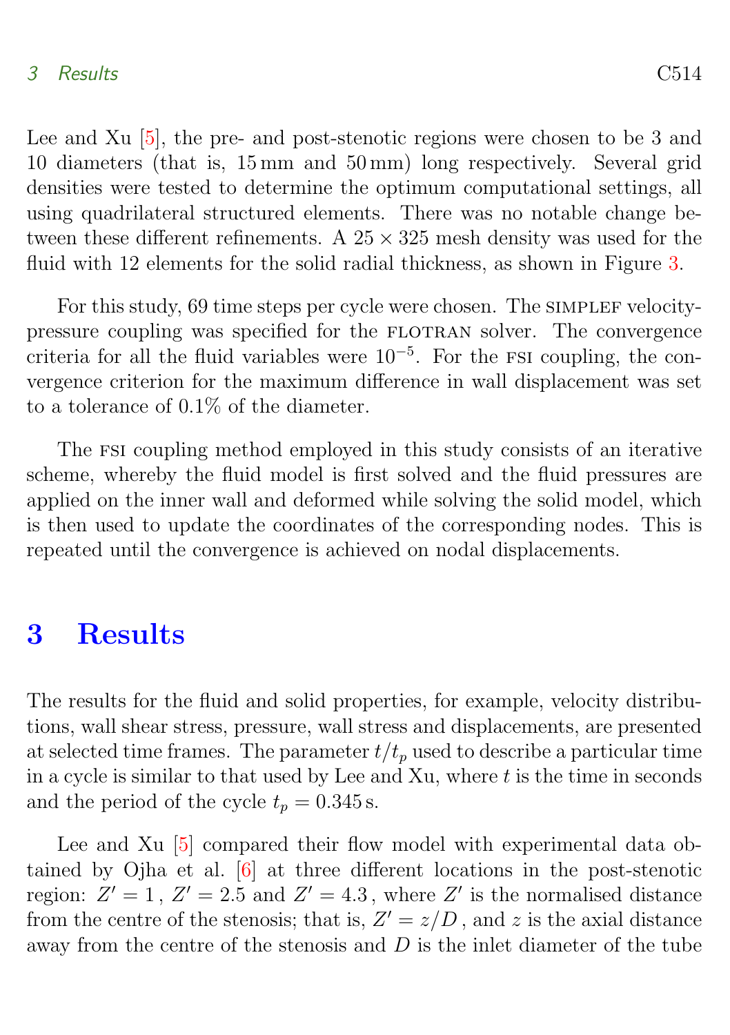Lee and Xu [5], the pre- and post-stenotic regions were chosen to be 3 and 10 diameters (that is, 15 mm and 50 mm) long respectively. Several grid densities were tested to determine the optimum computational settings, all using quadrilateral structured elements. There was no notable change between these different refinements. A $25 \times 325$ mesh density was used for the fluid with 12 elements for the solid radial thickness, as shown in Figure 3.

For this study, 69 time steps per cycle were chosen. The SIMPLEF velocity-pressure coupling was specified for the FLOTRAN solver. The convergence criteria for all the fluid variables were $10^{-5}$. For the FSI coupling, the convergence criterion for the maximum difference in wall displacement was set to a tolerance of 0.1% of the diameter.

The FSI coupling method employed in this study consists of an iterative scheme, whereby the fluid model is first solved and the fluid pressures are applied on the inner wall and deformed while solving the solid model, which is then used to update the coordinates of the corresponding nodes. This is repeated until the convergence is achieved on nodal displacements.

# 3 Results

The results for the fluid and solid properties, for example, velocity distributions, wall shear stress, pressure, wall stress and displacements, are presented at selected time frames. The parameter $t/t_p$ used to describe a particular time in a cycle is similar to that used by Lee and Xu, where $t$ is the time in seconds and the period of the cycle $t_p = 0.345$ s.

Lee and Xu [5] compared their flow model with experimental data obtained by Ojha et al. [6] at three different locations in the post-stenotic region: $Z' = 1$, $Z' = 2.5$ and $Z' = 4.3$, where $Z'$ is the normalised distance from the centre of the stenosis; that is, $Z' = z/D$, and $z$ is the axial distance away from the centre of the stenosis and $D$ is the inlet diameter of the tube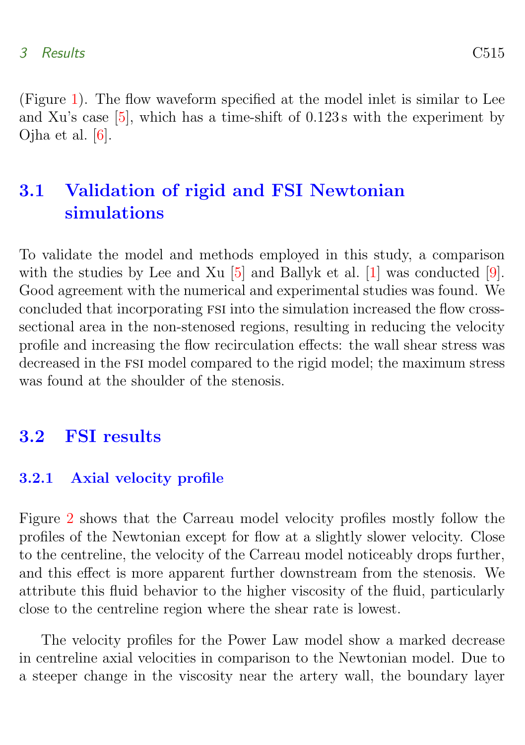(Figure 1). The flow waveform specified at the model inlet is similar to Lee and Xu's case [5], which has a time-shift of 0.123 s with the experiment by Ojha et al. [6].

## 3.1 Validation of rigid and FSI Newtonian simulations

To validate the model and methods employed in this study, a comparison with the studies by Lee and Xu [5] and Ballyk et al. [1] was conducted [9]. Good agreement with the numerical and experimental studies was found. We concluded that incorporating FSI into the simulation increased the flow cross-sectional area in the non-stenosed regions, resulting in reducing the velocity profile and increasing the flow recirculation effects: the wall shear stress was decreased in the FSI model compared to the rigid model; the maximum stress was found at the shoulder of the stenosis.

## 3.2 FSI results

### 3.2.1 Axial velocity profile

Figure 2 shows that the Carreau model velocity profiles mostly follow the profiles of the Newtonian except for flow at a slightly slower velocity. Close to the centreline, the velocity of the Carreau model noticeably drops further, and this effect is more apparent further downstream from the stenosis. We attribute this fluid behavior to the higher viscosity of the fluid, particularly close to the centreline region where the shear rate is lowest.

The velocity profiles for the Power Law model show a marked decrease in centreline axial velocities in comparison to the Newtonian model. Due to a steeper change in the viscosity near the artery wall, the boundary layer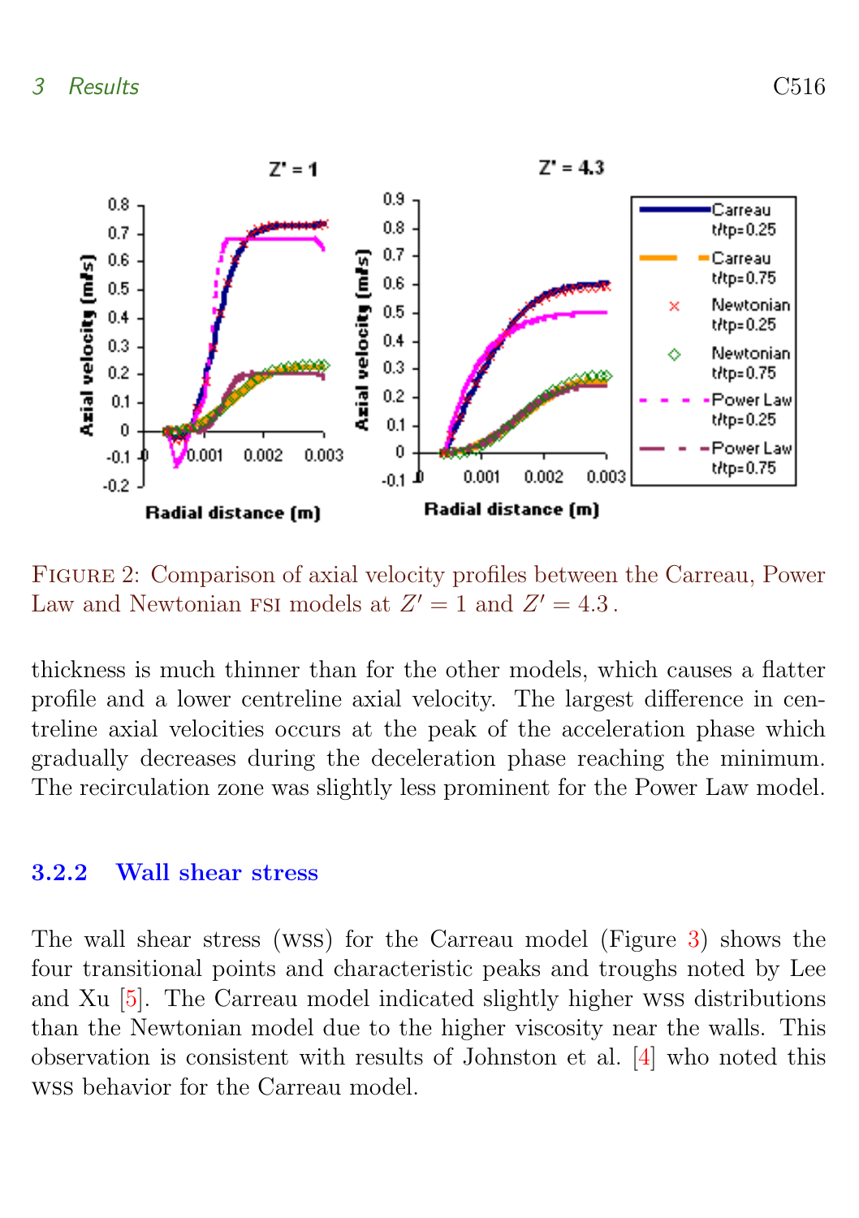FIGURE 2: Comparison of axial velocity profiles between the Carreau, Power Law and Newtonian FSI models at $Z' = 1$ and $Z' = 4.3$.

thickness is much thinner than for the other models, which causes a flatter profile and a lower centreline axial velocity. The largest difference in centreline axial velocities occurs at the peak of the acceleration phase which gradually decreases during the deceleration phase reaching the minimum. The recirculation zone was slightly less prominent for the Power Law model.

### 3.2.2 Wall shear stress

The wall shear stress (WSS) for the Carreau model (Figure 3) shows the four transitional points and characteristic peaks and troughs noted by Lee and Xu [5]. The Carreau model indicated slightly higher WSS distributions than the Newtonian model due to the higher viscosity near the walls. This observation is consistent with results of Johnston et al. [4] who noted this WSS behavior for the Carreau model.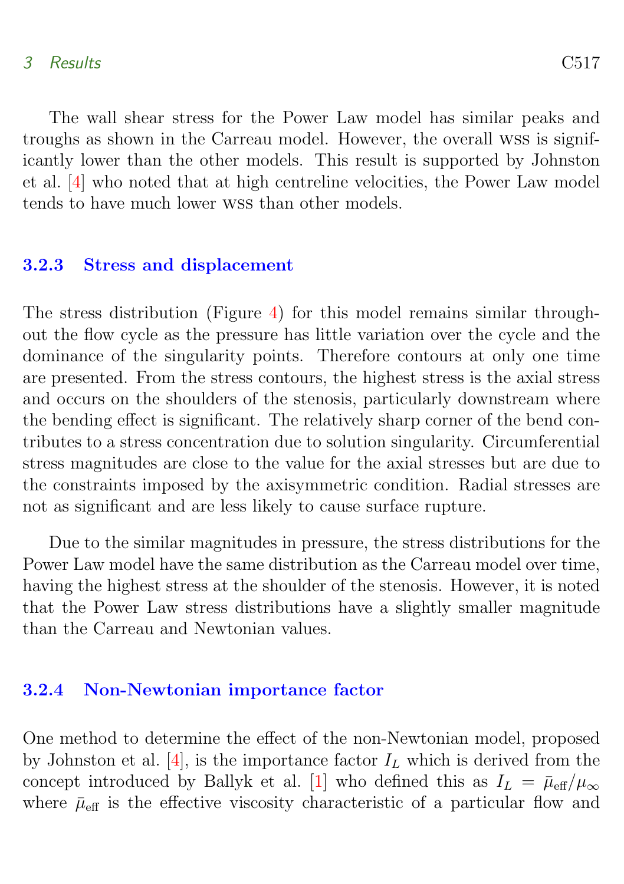The wall shear stress for the Power Law model has similar peaks and troughs as shown in the Carreau model. However, the overall WSS is significantly lower than the other models. This result is supported by Johnston et al. [4] who noted that at high centreline velocities, the Power Law model tends to have much lower WSS than other models.

### 3.2.3 Stress and displacement

The stress distribution (Figure 4) for this model remains similar throughout the flow cycle as the pressure has little variation over the cycle and the dominance of the singularity points. Therefore contours at only one time are presented. From the stress contours, the highest stress is the axial stress and occurs on the shoulders of the stenosis, particularly downstream where the bending effect is significant. The relatively sharp corner of the bend contributes to a stress concentration due to solution singularity. Circumferential stress magnitudes are close to the value for the axial stresses but are due to the constraints imposed by the axisymmetric condition. Radial stresses are not as significant and are less likely to cause surface rupture.

Due to the similar magnitudes in pressure, the stress distributions for the Power Law model have the same distribution as the Carreau model over time, having the highest stress at the shoulder of the stenosis. However, it is noted that the Power Law stress distributions have a slightly smaller magnitude than the Carreau and Newtonian values.

### 3.2.4 Non-Newtonian importance factor

One method to determine the effect of the non-Newtonian model, proposed by Johnston et al. [4], is the importance factor $I_L$ which is derived from the concept introduced by Ballyk et al. [1] who defined this as $I_L = \bar{\mu}_{\text{eff}}/\mu_\infty$ where $\bar{\mu}_{\text{eff}}$ is the effective viscosity characteristic of a particular flow and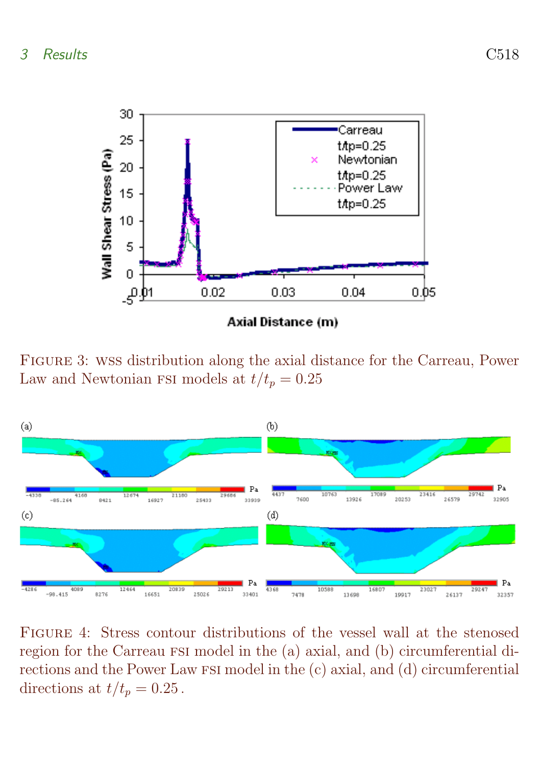FIGURE 3: WSS distribution along the axial distance for the Carreau, Power Law and Newtonian FSI models at $t/t_p = 0.25$

FIGURE 4: Stress contour distributions of the vessel wall at the stenosed region for the Carreau FSI model in the (a) axial, and (b) circumferential directions and the Power Law FSI model in the (c) axial, and (d) circumferential directions at $t/t_p = 0.25$.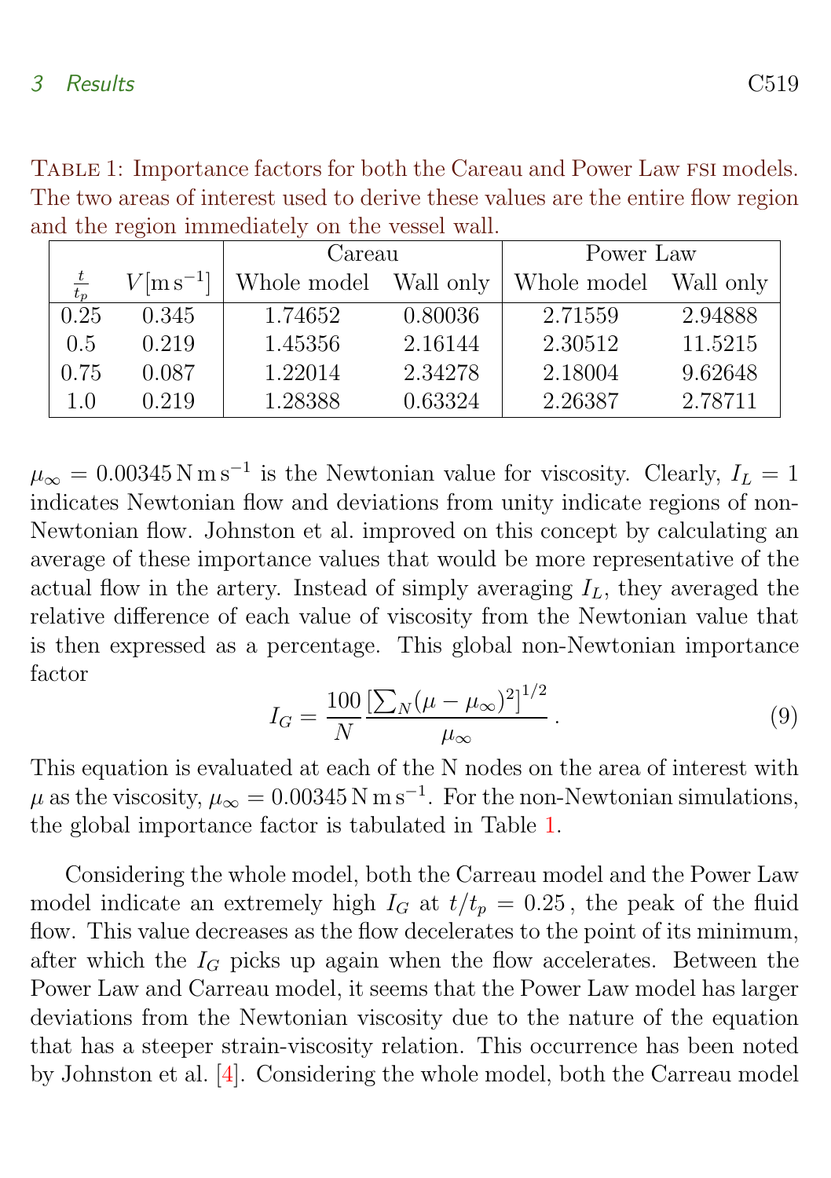Table 1: Importance factors for both the Careau and Power Law FSI models. The two areas of interest used to derive these values are the entire flow region and the region immediately on the vessel wall.

| | | Careau | | Power Law | |
|---|---|---|---|---|---|
| $\frac{t}{t_p}$ | $V[\mathrm{m\,s^{-1}}]$ | Whole model | Wall only | Whole model | Wall only |
| 0.25 | 0.345 | 1.74652 | 0.80036 | 2.71559 | 2.94888 |
| 0.5 | 0.219 | 1.45356 | 2.16144 | 2.30512 | 11.5215 |
| 0.75 | 0.087 | 1.22014 | 2.34278 | 2.18004 | 9.62648 |
| 1.0 | 0.219 | 1.28388 | 0.63324 | 2.26387 | 2.78711 |

$\mu_\infty = 0.00345\,\mathrm{N\,m\,s^{-1}}$ is the Newtonian value for viscosity. Clearly, $I_L = 1$ indicates Newtonian flow and deviations from unity indicate regions of non-Newtonian flow. Johnston et al. improved on this concept by calculating an average of these importance values that would be more representative of the actual flow in the artery. Instead of simply averaging $I_L$, they averaged the relative difference of each value of viscosity from the Newtonian value that is then expressed as a percentage. This global non-Newtonian importance factor

$$I_G = \frac{100}{N} \frac{\left[\sum_N (\mu - \mu_\infty)^2\right]^{1/2}}{\mu_\infty}\,. \tag{9}$$

This equation is evaluated at each of the N nodes on the area of interest with $\mu$ as the viscosity, $\mu_\infty = 0.00345\,\mathrm{N\,m\,s^{-1}}$. For the non-Newtonian simulations, the global importance factor is tabulated in Table 1.

Considering the whole model, both the Carreau model and the Power Law model indicate an extremely high $I_G$ at $t/t_p = 0.25$, the peak of the fluid flow. This value decreases as the flow decelerates to the point of its minimum, after which the $I_G$ picks up again when the flow accelerates. Between the Power Law and Carreau model, it seems that the Power Law model has larger deviations from the Newtonian viscosity due to the nature of the equation that has a steeper strain-viscosity relation. This occurrence has been noted by Johnston et al. [4]. Considering the whole model, both the Carreau model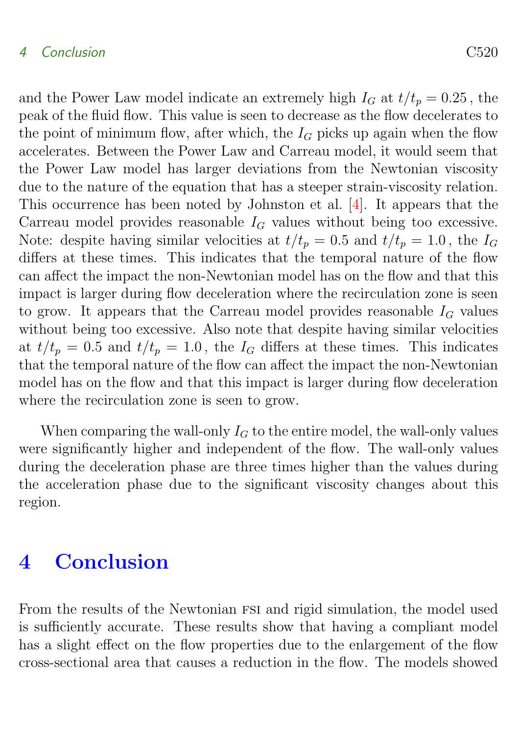and the Power Law model indicate an extremely high $I_G$ at $t/t_p = 0.25$, the peak of the fluid flow. This value is seen to decrease as the flow decelerates to the point of minimum flow, after which, the $I_G$ picks up again when the flow accelerates. Between the Power Law and Carreau model, it would seem that the Power Law model has larger deviations from the Newtonian viscosity due to the nature of the equation that has a steeper strain-viscosity relation. This occurrence has been noted by Johnston et al. [4]. It appears that the Carreau model provides reasonable $I_G$ values without being too excessive. Note: despite having similar velocities at $t/t_p = 0.5$ and $t/t_p = 1.0$, the $I_G$ differs at these times. This indicates that the temporal nature of the flow can affect the impact the non-Newtonian model has on the flow and that this impact is larger during flow deceleration where the recirculation zone is seen to grow. It appears that the Carreau model provides reasonable $I_G$ values without being too excessive. Also note that despite having similar velocities at $t/t_p = 0.5$ and $t/t_p = 1.0$, the $I_G$ differs at these times. This indicates that the temporal nature of the flow can affect the impact the non-Newtonian model has on the flow and that this impact is larger during flow deceleration where the recirculation zone is seen to grow.

When comparing the wall-only $I_G$ to the entire model, the wall-only values were significantly higher and independent of the flow. The wall-only values during the deceleration phase are three times higher than the values during the acceleration phase due to the significant viscosity changes about this region.

# 4 Conclusion

From the results of the Newtonian FSI and rigid simulation, the model used is sufficiently accurate. These results show that having a compliant model has a slight effect on the flow properties due to the enlargement of the flow cross-sectional area that causes a reduction in the flow. The models showed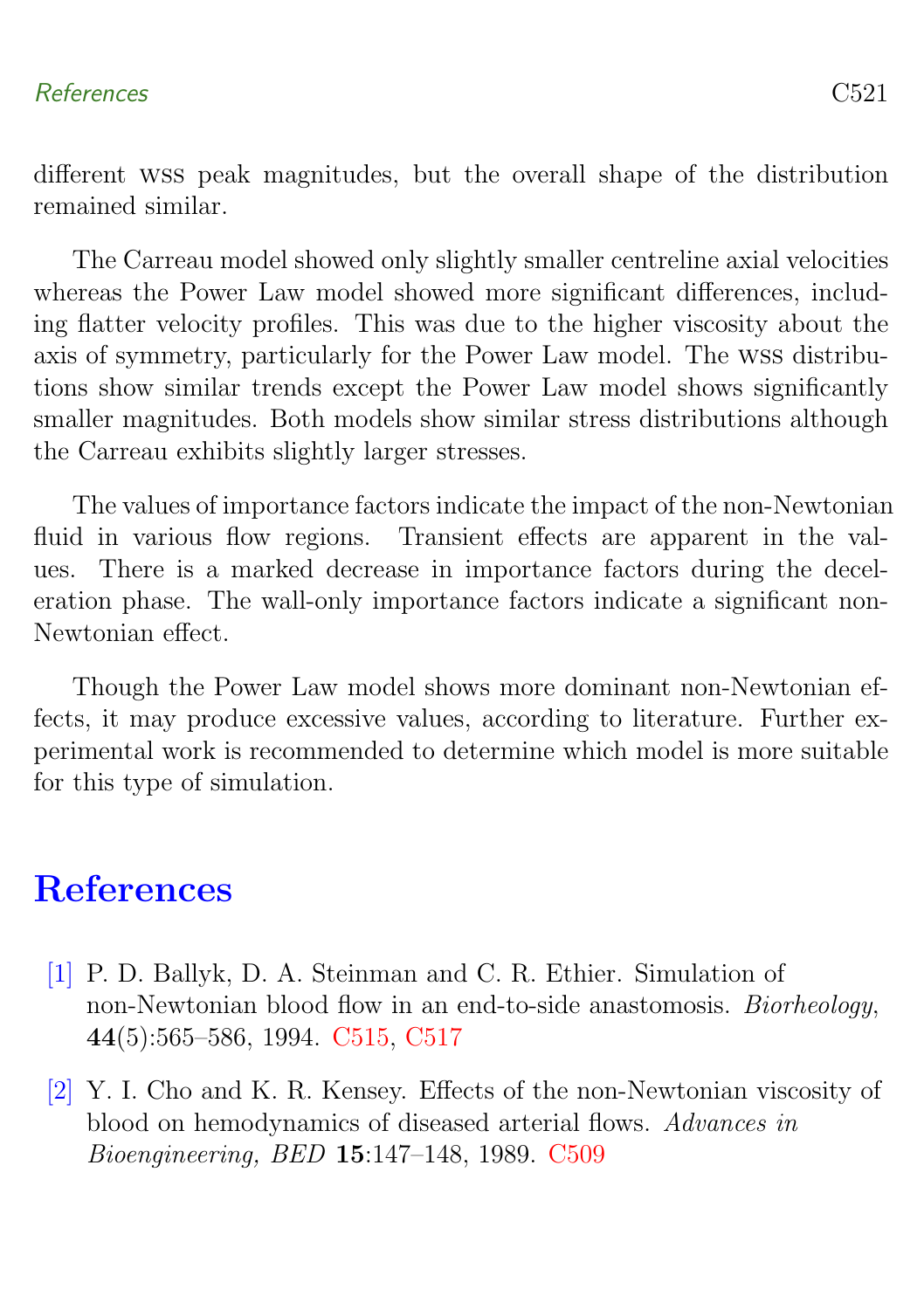different WSS peak magnitudes, but the overall shape of the distribution remained similar.

The Carreau model showed only slightly smaller centreline axial velocities whereas the Power Law model showed more significant differences, including flatter velocity profiles. This was due to the higher viscosity about the axis of symmetry, particularly for the Power Law model. The WSS distributions show similar trends except the Power Law model shows significantly smaller magnitudes. Both models show similar stress distributions although the Carreau exhibits slightly larger stresses.

The values of importance factors indicate the impact of the non-Newtonian fluid in various flow regions. Transient effects are apparent in the values. There is a marked decrease in importance factors during the deceleration phase. The wall-only importance factors indicate a significant non-Newtonian effect.

Though the Power Law model shows more dominant non-Newtonian effects, it may produce excessive values, according to literature. Further experimental work is recommended to determine which model is more suitable for this type of simulation.

# References

[1] P. D. Ballyk, D. A. Steinman and C. R. Ethier. Simulation of non-Newtonian blood flow in an end-to-side anastomosis. *Biorheology*, **44**(5):565–586, 1994. C515, C517

[2] Y. I. Cho and K. R. Kensey. Effects of the non-Newtonian viscosity of blood on hemodynamics of diseased arterial flows. *Advances in Bioengineering, BED* **15**:147–148, 1989. C509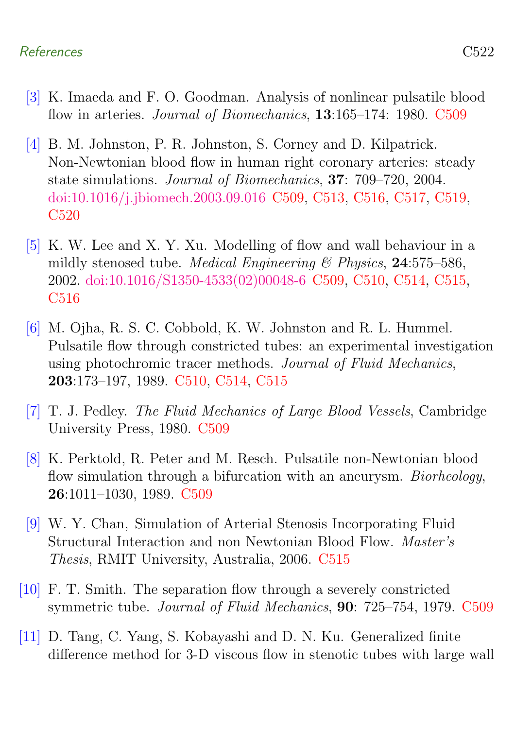[3] K. Imaeda and F. O. Goodman. Analysis of nonlinear pulsatile blood flow in arteries. *Journal of Biomechanics*, **13**:165–174: 1980. C509

[4] B. M. Johnston, P. R. Johnston, S. Corney and D. Kilpatrick. Non-Newtonian blood flow in human right coronary arteries: steady state simulations. *Journal of Biomechanics*, **37**: 709–720, 2004. doi:10.1016/j.jbiomech.2003.09.016 C509, C513, C516, C517, C519, C520

[5] K. W. Lee and X. Y. Xu. Modelling of flow and wall behaviour in a mildly stenosed tube. *Medical Engineering & Physics*, **24**:575–586, 2002. doi:10.1016/S1350-4533(02)00048-6 C509, C510, C514, C515, C516

[6] M. Ojha, R. S. C. Cobbold, K. W. Johnston and R. L. Hummel. Pulsatile flow through constricted tubes: an experimental investigation using photochromic tracer methods. *Journal of Fluid Mechanics*, **203**:173–197, 1989. C510, C514, C515

[7] T. J. Pedley. *The Fluid Mechanics of Large Blood Vessels*, Cambridge University Press, 1980. C509

[8] K. Perktold, R. Peter and M. Resch. Pulsatile non-Newtonian blood flow simulation through a bifurcation with an aneurysm. *Biorheology*, **26**:1011–1030, 1989. C509

[9] W. Y. Chan, Simulation of Arterial Stenosis Incorporating Fluid Structural Interaction and non Newtonian Blood Flow. *Master's Thesis*, RMIT University, Australia, 2006. C515

[10] F. T. Smith. The separation flow through a severely constricted symmetric tube. *Journal of Fluid Mechanics*, **90**: 725–754, 1979. C509

[11] D. Tang, C. Yang, S. Kobayashi and D. N. Ku. Generalized finite difference method for 3-D viscous flow in stenotic tubes with large wall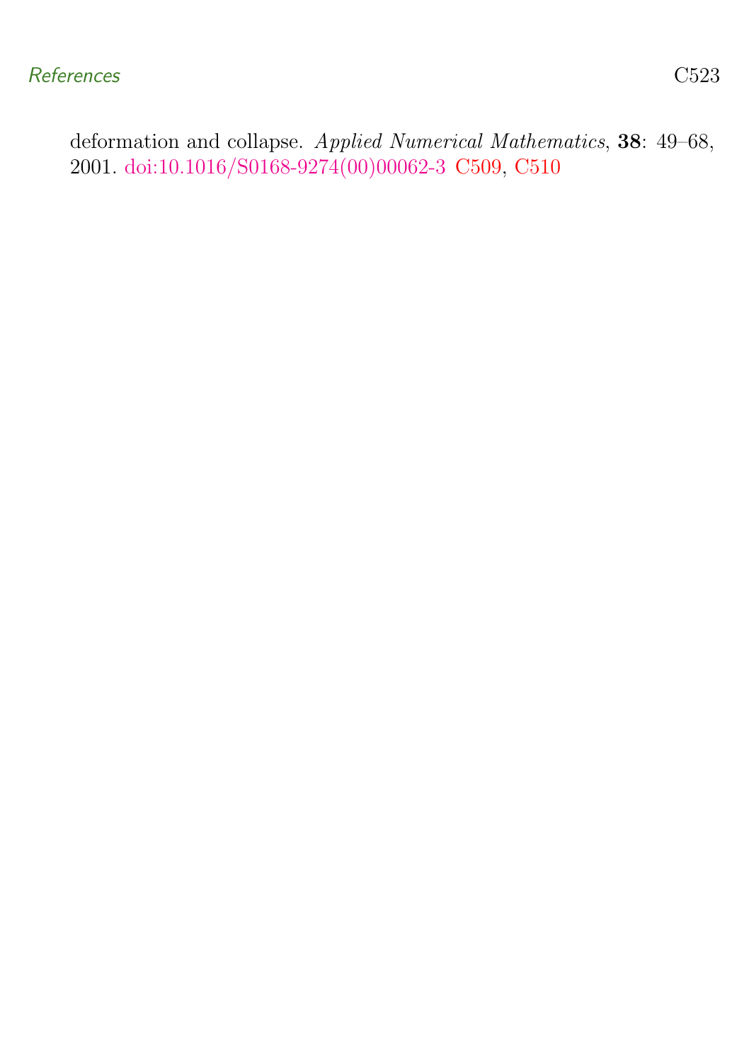deformation and collapse. *Applied Numerical Mathematics*, **38**: 49–68, 2001. doi:10.1016/S0168-9274(00)00062-3 C509, C510